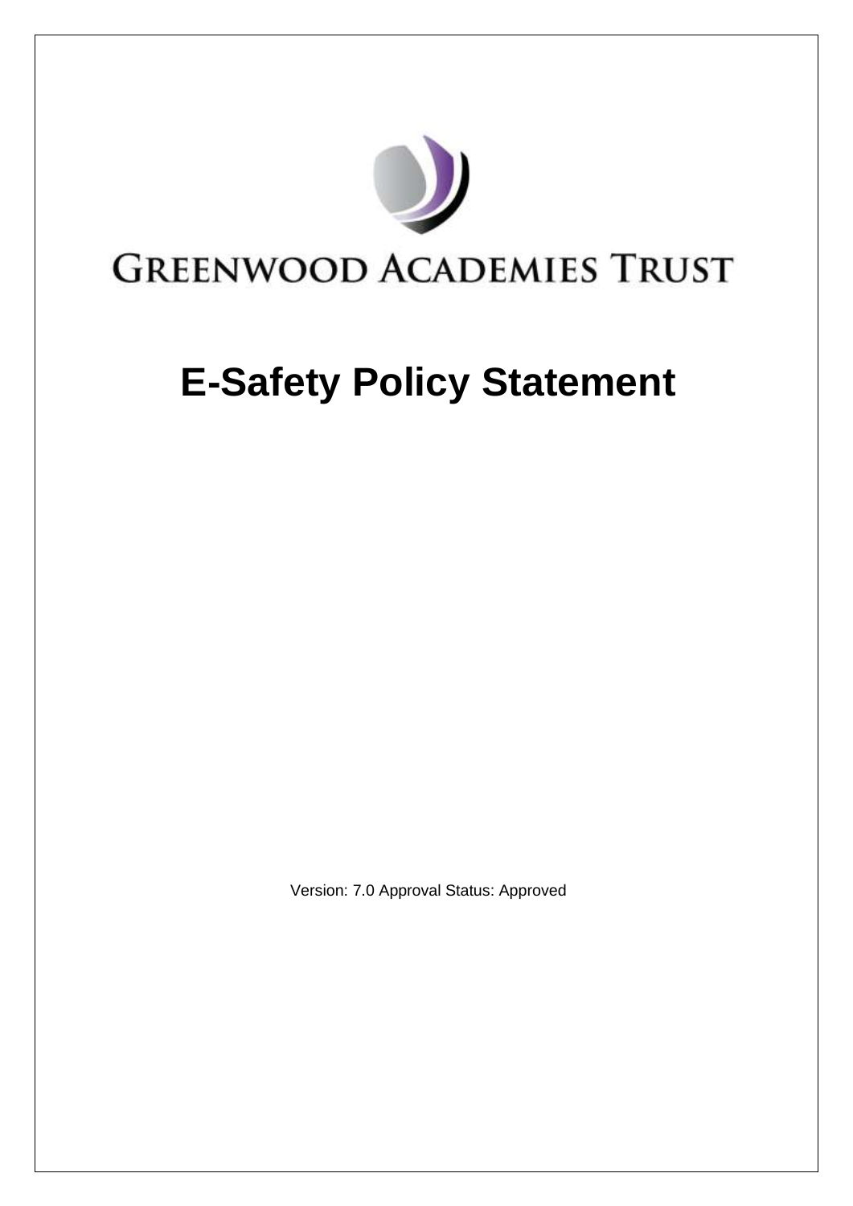GREENWOOD ACADEMIES TRUST

# E-Safety Policy Statement

Version: 7.0 Approval Status: Approved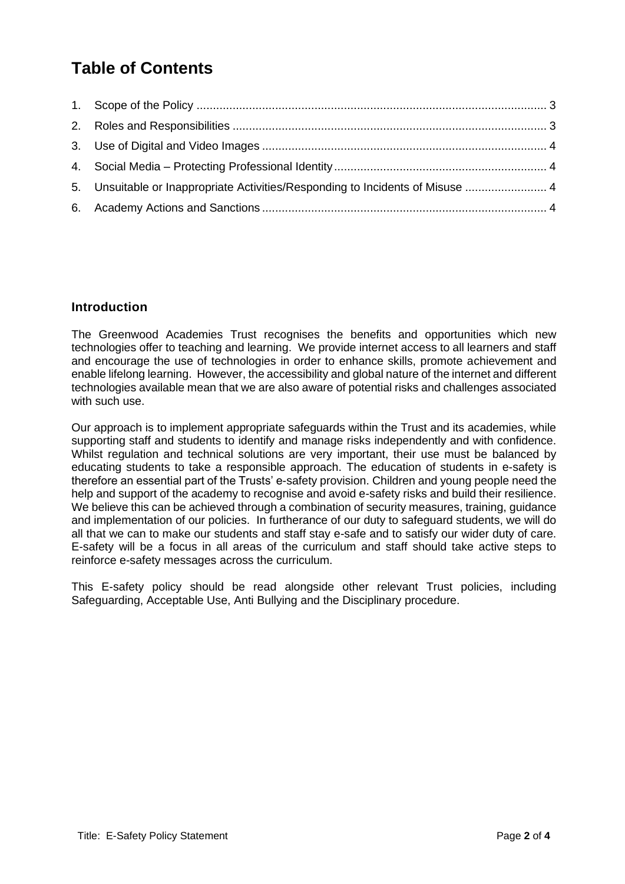# Table of Contents

1. Scope of the Policy ........................................................................................................ 3
2. Roles and Responsibilities .............................................................................................. 3
3. Use of Digital and Video Images ..................................................................................... 4
4. Social Media – Protecting Professional Identity ............................................................... 4
5. Unsuitable or Inappropriate Activities/Responding to Incidents of Misuse ......................... 4
6. Academy Actions and Sanctions ..................................................................................... 4

## Introduction

The Greenwood Academies Trust recognises the benefits and opportunities which new technologies offer to teaching and learning. We provide internet access to all learners and staff and encourage the use of technologies in order to enhance skills, promote achievement and enable lifelong learning. However, the accessibility and global nature of the internet and different technologies available mean that we are also aware of potential risks and challenges associated with such use.

Our approach is to implement appropriate safeguards within the Trust and its academies, while supporting staff and students to identify and manage risks independently and with confidence. Whilst regulation and technical solutions are very important, their use must be balanced by educating students to take a responsible approach. The education of students in e-safety is therefore an essential part of the Trusts' e-safety provision. Children and young people need the help and support of the academy to recognise and avoid e-safety risks and build their resilience. We believe this can be achieved through a combination of security measures, training, guidance and implementation of our policies. In furtherance of our duty to safeguard students, we will do all that we can to make our students and staff stay e-safe and to satisfy our wider duty of care. E-safety will be a focus in all areas of the curriculum and staff should take active steps to reinforce e-safety messages across the curriculum.

This E-safety policy should be read alongside other relevant Trust policies, including Safeguarding, Acceptable Use, Anti Bullying and the Disciplinary procedure.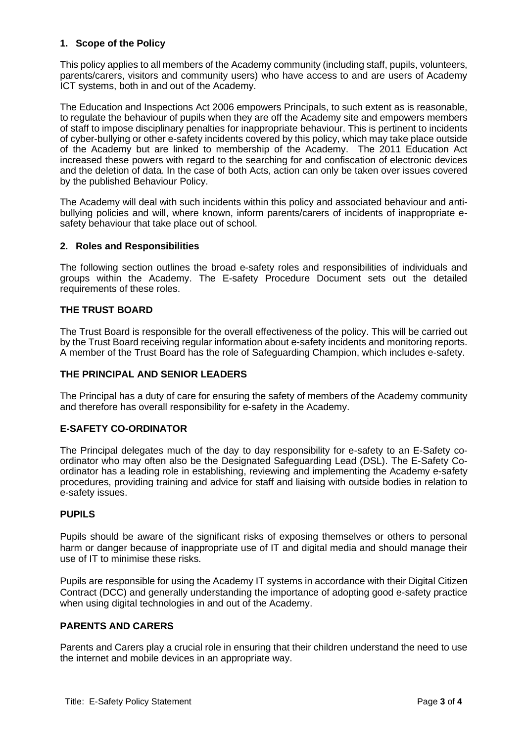## 1. Scope of the Policy

This policy applies to all members of the Academy community (including staff, pupils, volunteers, parents/carers, visitors and community users) who have access to and are users of Academy ICT systems, both in and out of the Academy.

The Education and Inspections Act 2006 empowers Principals, to such extent as is reasonable, to regulate the behaviour of pupils when they are off the Academy site and empowers members of staff to impose disciplinary penalties for inappropriate behaviour. This is pertinent to incidents of cyber-bullying or other e-safety incidents covered by this policy, which may take place outside of the Academy but are linked to membership of the Academy. The 2011 Education Act increased these powers with regard to the searching for and confiscation of electronic devices and the deletion of data. In the case of both Acts, action can only be taken over issues covered by the published Behaviour Policy.

The Academy will deal with such incidents within this policy and associated behaviour and anti-bullying policies and will, where known, inform parents/carers of incidents of inappropriate e-safety behaviour that take place out of school.

## 2. Roles and Responsibilities

The following section outlines the broad e-safety roles and responsibilities of individuals and groups within the Academy. The E-safety Procedure Document sets out the detailed requirements of these roles.

### THE TRUST BOARD

The Trust Board is responsible for the overall effectiveness of the policy. This will be carried out by the Trust Board receiving regular information about e-safety incidents and monitoring reports. A member of the Trust Board has the role of Safeguarding Champion, which includes e-safety.

### THE PRINCIPAL AND SENIOR LEADERS

The Principal has a duty of care for ensuring the safety of members of the Academy community and therefore has overall responsibility for e-safety in the Academy.

### E-SAFETY CO-ORDINATOR

The Principal delegates much of the day to day responsibility for e-safety to an E-Safety co-ordinator who may often also be the Designated Safeguarding Lead (DSL). The E-Safety Co-ordinator has a leading role in establishing, reviewing and implementing the Academy e-safety procedures, providing training and advice for staff and liaising with outside bodies in relation to e-safety issues.

### PUPILS

Pupils should be aware of the significant risks of exposing themselves or others to personal harm or danger because of inappropriate use of IT and digital media and should manage their use of IT to minimise these risks.

Pupils are responsible for using the Academy IT systems in accordance with their Digital Citizen Contract (DCC) and generally understanding the importance of adopting good e-safety practice when using digital technologies in and out of the Academy.

### PARENTS AND CARERS

Parents and Carers play a crucial role in ensuring that their children understand the need to use the internet and mobile devices in an appropriate way.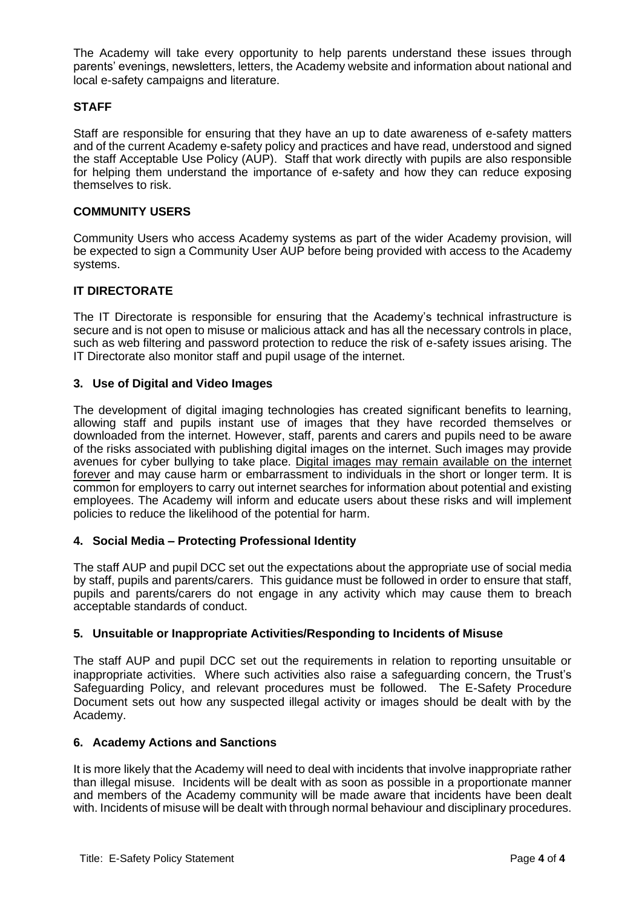The Academy will take every opportunity to help parents understand these issues through parents' evenings, newsletters, letters, the Academy website and information about national and local e-safety campaigns and literature.

### STAFF

Staff are responsible for ensuring that they have an up to date awareness of e-safety matters and of the current Academy e-safety policy and practices and have read, understood and signed the staff Acceptable Use Policy (AUP). Staff that work directly with pupils are also responsible for helping them understand the importance of e-safety and how they can reduce exposing themselves to risk.

### COMMUNITY USERS

Community Users who access Academy systems as part of the wider Academy provision, will be expected to sign a Community User AUP before being provided with access to the Academy systems.

### IT DIRECTORATE

The IT Directorate is responsible for ensuring that the Academy's technical infrastructure is secure and is not open to misuse or malicious attack and has all the necessary controls in place, such as web filtering and password protection to reduce the risk of e-safety issues arising. The IT Directorate also monitor staff and pupil usage of the internet.

## 3. Use of Digital and Video Images

The development of digital imaging technologies has created significant benefits to learning, allowing staff and pupils instant use of images that they have recorded themselves or downloaded from the internet. However, staff, parents and carers and pupils need to be aware of the risks associated with publishing digital images on the internet. Such images may provide avenues for cyber bullying to take place. <u>Digital images may remain available on the internet forever</u> and may cause harm or embarrassment to individuals in the short or longer term. It is common for employers to carry out internet searches for information about potential and existing employees. The Academy will inform and educate users about these risks and will implement policies to reduce the likelihood of the potential for harm.

## 4. Social Media – Protecting Professional Identity

The staff AUP and pupil DCC set out the expectations about the appropriate use of social media by staff, pupils and parents/carers. This guidance must be followed in order to ensure that staff, pupils and parents/carers do not engage in any activity which may cause them to breach acceptable standards of conduct.

## 5. Unsuitable or Inappropriate Activities/Responding to Incidents of Misuse

The staff AUP and pupil DCC set out the requirements in relation to reporting unsuitable or inappropriate activities. Where such activities also raise a safeguarding concern, the Trust's Safeguarding Policy, and relevant procedures must be followed. The E-Safety Procedure Document sets out how any suspected illegal activity or images should be dealt with by the Academy.

## 6. Academy Actions and Sanctions

It is more likely that the Academy will need to deal with incidents that involve inappropriate rather than illegal misuse. Incidents will be dealt with as soon as possible in a proportionate manner and members of the Academy community will be made aware that incidents have been dealt with. Incidents of misuse will be dealt with through normal behaviour and disciplinary procedures.